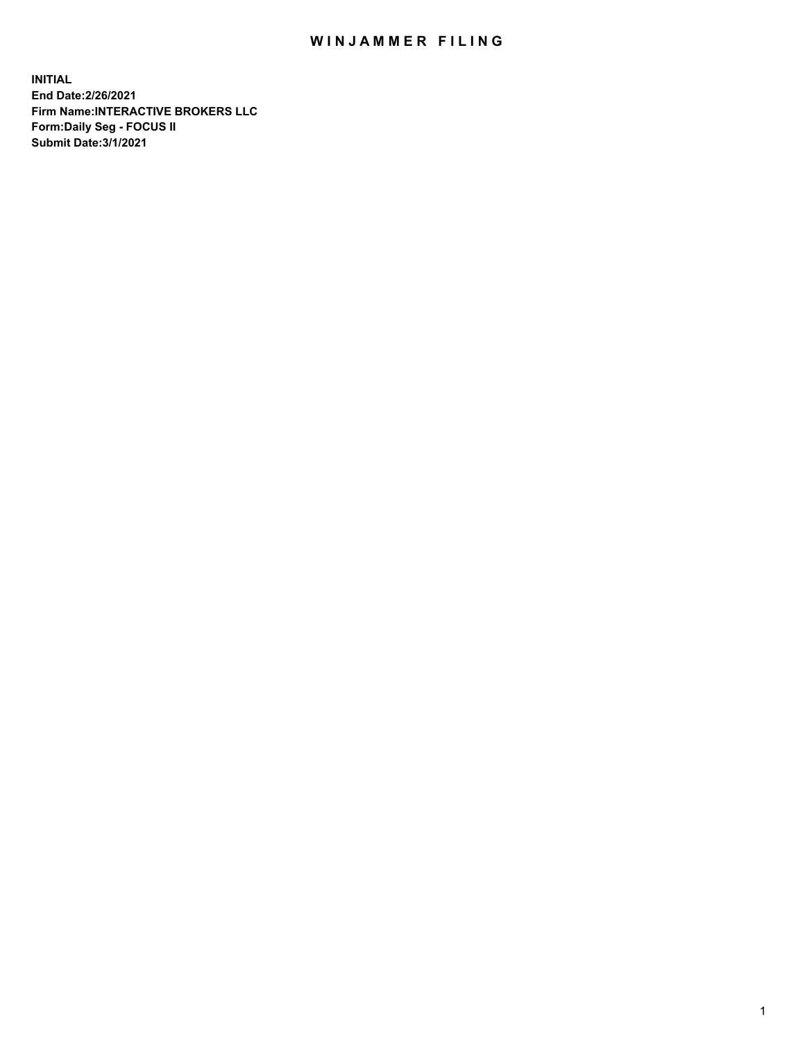# WINJAMMER FILING

**INITIAL**
**End Date:2/26/2021**
**Firm Name:INTERACTIVE BROKERS LLC**
**Form:Daily Seg - FOCUS II**
**Submit Date:3/1/2021**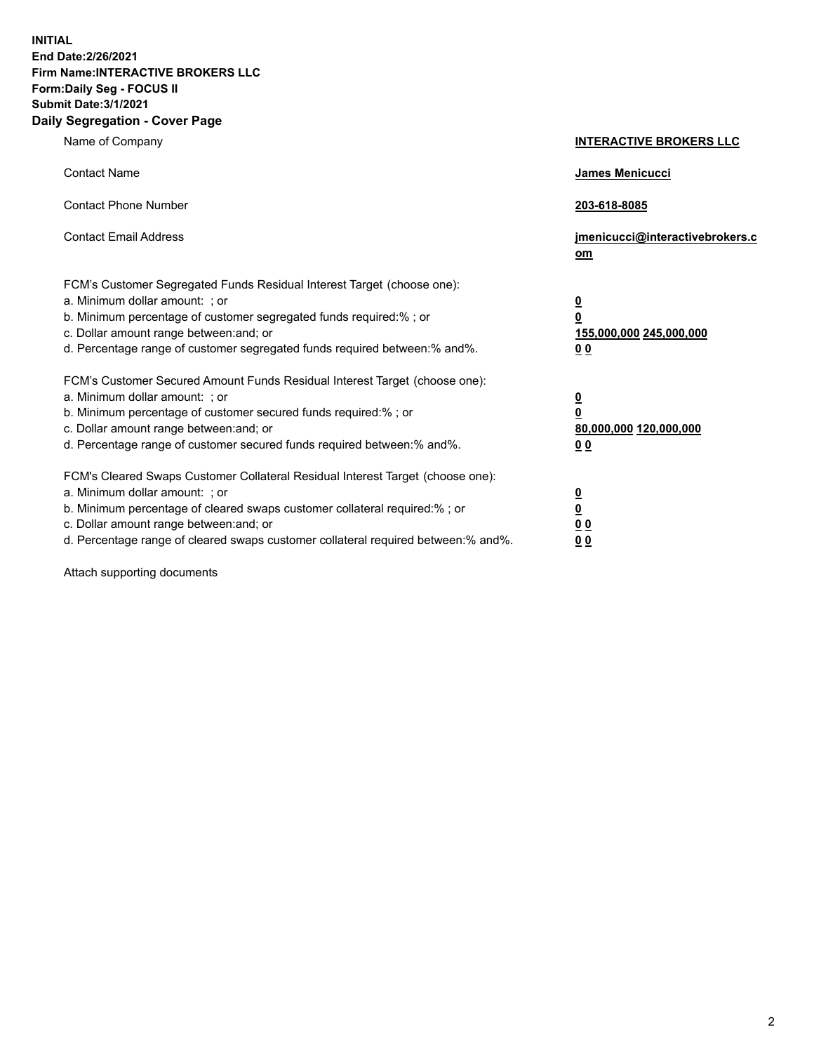**INITIAL**
**End Date:2/26/2021**
**Firm Name:INTERACTIVE BROKERS LLC**
**Form:Daily Seg - FOCUS II**
**Submit Date:3/1/2021**

## Daily Segregation - Cover Page

| | |
|---|---|
| Name of Company | **INTERACTIVE BROKERS LLC** |
| Contact Name | **James Menicucci** |
| Contact Phone Number | **203-618-8085** |
| Contact Email Address | **jmenicucci@interactivebrokers.com** |

FCM's Customer Segregated Funds Residual Interest Target (choose one):

| | |
|---|---|
| a. Minimum dollar amount: ; or | **0** |
| b. Minimum percentage of customer segregated funds required:% ; or | **0** |
| c. Dollar amount range between:and; or | **155,000,000 245,000,000** |
| d. Percentage range of customer segregated funds required between:% and%. | **0 0** |

FCM's Customer Secured Amount Funds Residual Interest Target (choose one):

| | |
|---|---|
| a. Minimum dollar amount: ; or | **0** |
| b. Minimum percentage of customer secured funds required:% ; or | **0** |
| c. Dollar amount range between:and; or | **80,000,000 120,000,000** |
| d. Percentage range of customer secured funds required between:% and%. | **0 0** |

FCM's Cleared Swaps Customer Collateral Residual Interest Target (choose one):

| | |
|---|---|
| a. Minimum dollar amount: ; or | **0** |
| b. Minimum percentage of cleared swaps customer collateral required:% ; or | **0** |
| c. Dollar amount range between:and; or | **0 0** |
| d. Percentage range of cleared swaps customer collateral required between:% and%. | **0 0** |

Attach supporting documents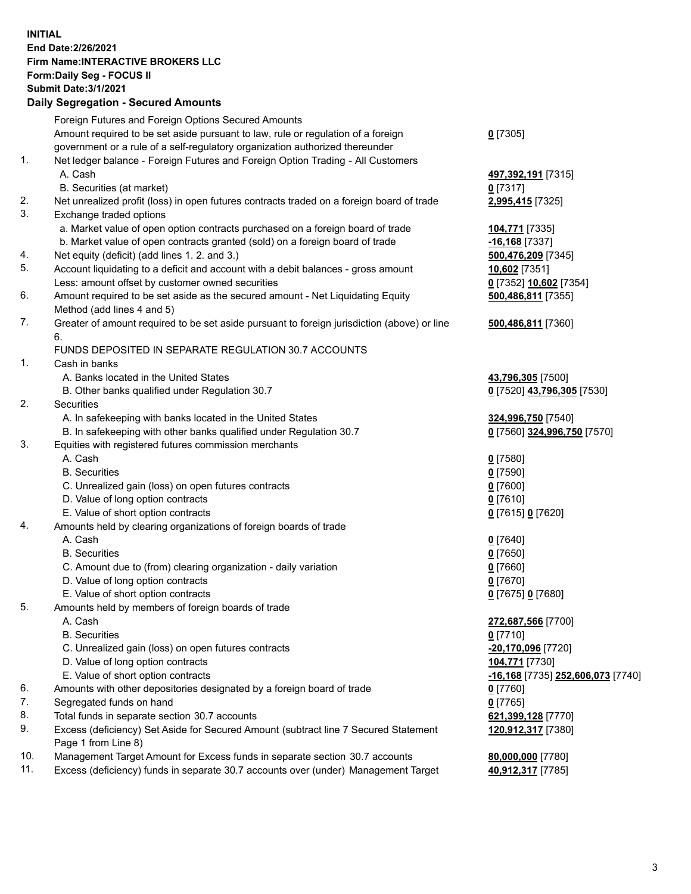**INITIAL**
**End Date:2/26/2021**
**Firm Name:INTERACTIVE BROKERS LLC**
**Form:Daily Seg - FOCUS II**
**Submit Date:3/1/2021**

**Daily Segregation - Secured Amounts**

| | | |
|---|---|---|
| | Foreign Futures and Foreign Options Secured Amounts | |
| | Amount required to be set aside pursuant to law, rule or regulation of a foreign government or a rule of a self-regulatory organization authorized thereunder | **0** [7305] |
| 1. | Net ledger balance - Foreign Futures and Foreign Option Trading - All Customers | |
| | A. Cash | **497,392,191** [7315] |
| | B. Securities (at market) | **0** [7317] |
| 2. | Net unrealized profit (loss) in open futures contracts traded on a foreign board of trade | **2,995,415** [7325] |
| 3. | Exchange traded options | |
| | a. Market value of open option contracts purchased on a foreign board of trade | **104,771** [7335] |
| | b. Market value of open contracts granted (sold) on a foreign board of trade | **-16,168** [7337] |
| 4. | Net equity (deficit) (add lines 1. 2. and 3.) | **500,476,209** [7345] |
| 5. | Account liquidating to a deficit and account with a debit balances - gross amount | **10,602** [7351] |
| | Less: amount offset by customer owned securities | **0** [7352] **10,602** [7354] |
| 6. | Amount required to be set aside as the secured amount - Net Liquidating Equity Method (add lines 4 and 5) | **500,486,811** [7355] |
| 7. | Greater of amount required to be set aside pursuant to foreign jurisdiction (above) or line 6. | **500,486,811** [7360] |
| | FUNDS DEPOSITED IN SEPARATE REGULATION 30.7 ACCOUNTS | |
| 1. | Cash in banks | |
| | A. Banks located in the United States | **43,796,305** [7500] |
| | B. Other banks qualified under Regulation 30.7 | **0** [7520] **43,796,305** [7530] |
| 2. | Securities | |
| | A. In safekeeping with banks located in the United States | **324,996,750** [7540] |
| | B. In safekeeping with other banks qualified under Regulation 30.7 | **0** [7560] **324,996,750** [7570] |
| 3. | Equities with registered futures commission merchants | |
| | A. Cash | **0** [7580] |
| | B. Securities | **0** [7590] |
| | C. Unrealized gain (loss) on open futures contracts | **0** [7600] |
| | D. Value of long option contracts | **0** [7610] |
| | E. Value of short option contracts | **0** [7615] **0** [7620] |
| 4. | Amounts held by clearing organizations of foreign boards of trade | |
| | A. Cash | **0** [7640] |
| | B. Securities | **0** [7650] |
| | C. Amount due to (from) clearing organization - daily variation | **0** [7660] |
| | D. Value of long option contracts | **0** [7670] |
| | E. Value of short option contracts | **0** [7675] **0** [7680] |
| 5. | Amounts held by members of foreign boards of trade | |
| | A. Cash | **272,687,566** [7700] |
| | B. Securities | **0** [7710] |
| | C. Unrealized gain (loss) on open futures contracts | **-20,170,096** [7720] |
| | D. Value of long option contracts | **104,771** [7730] |
| | E. Value of short option contracts | **-16,168** [7735] **252,606,073** [7740] |
| 6. | Amounts with other depositories designated by a foreign board of trade | **0** [7760] |
| 7. | Segregated funds on hand | **0** [7765] |
| 8. | Total funds in separate section 30.7 accounts | **621,399,128** [7770] |
| 9. | Excess (deficiency) Set Aside for Secured Amount (subtract line 7 Secured Statement Page 1 from Line 8) | **120,912,317** [7380] |
| 10. | Management Target Amount for Excess funds in separate section 30.7 accounts | **80,000,000** [7780] |
| 11. | Excess (deficiency) funds in separate 30.7 accounts over (under) Management Target | **40,912,317** [7785] |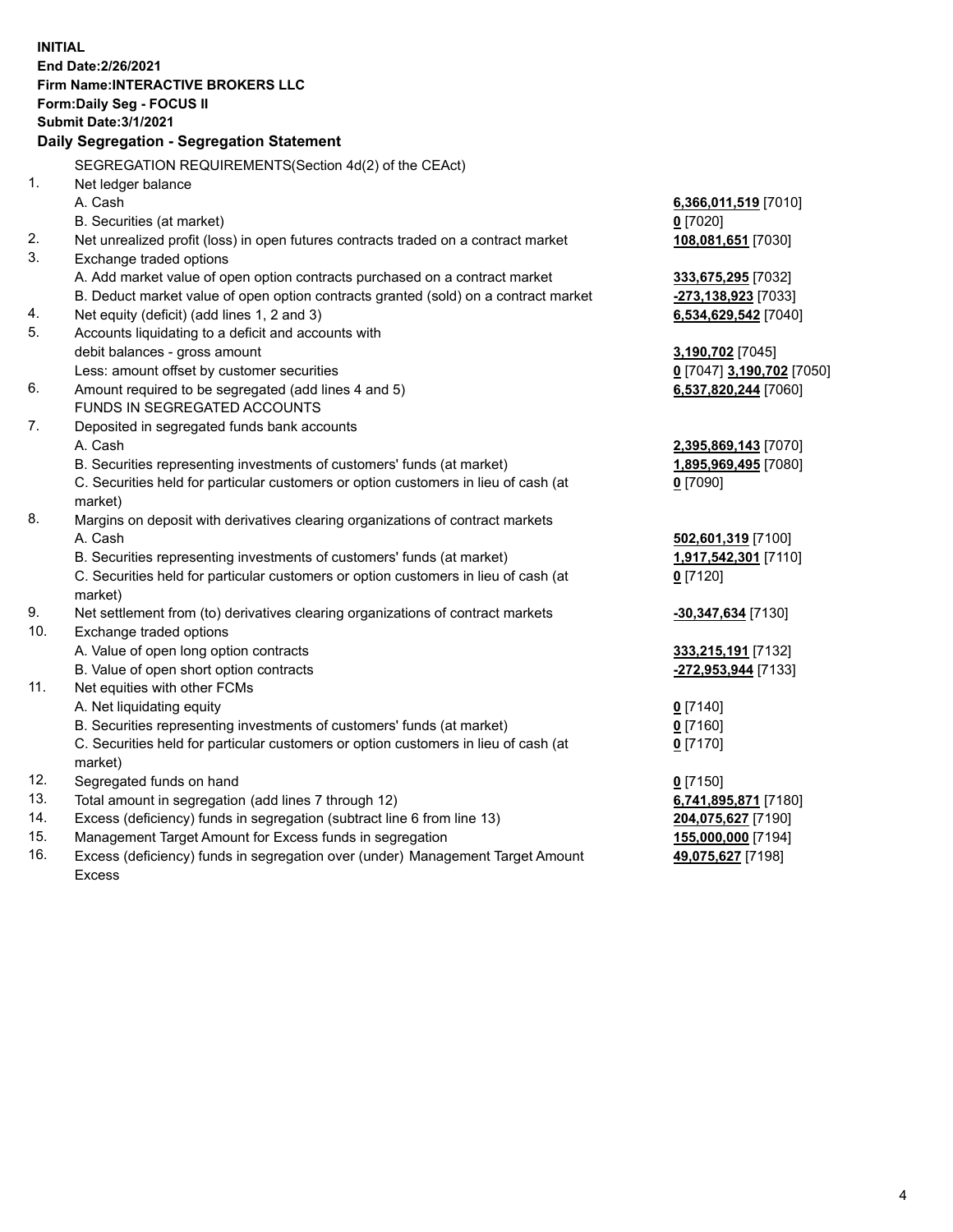**INITIAL**
**End Date:2/26/2021**
**Firm Name:INTERACTIVE BROKERS LLC**
**Form:Daily Seg - FOCUS II**
**Submit Date:3/1/2021**

## Daily Segregation - Segregation Statement

| | | |
|---|---|---|
| | SEGREGATION REQUIREMENTS(Section 4d(2) of the CEAct) | |
| 1. | Net ledger balance | |
| | A. Cash | **6,366,011,519** [7010] |
| | B. Securities (at market) | **0** [7020] |
| 2. | Net unrealized profit (loss) in open futures contracts traded on a contract market | **108,081,651** [7030] |
| 3. | Exchange traded options | |
| | A. Add market value of open option contracts purchased on a contract market | **333,675,295** [7032] |
| | B. Deduct market value of open option contracts granted (sold) on a contract market | **-273,138,923** [7033] |
| 4. | Net equity (deficit) (add lines 1, 2 and 3) | **6,534,629,542** [7040] |
| 5. | Accounts liquidating to a deficit and accounts with debit balances - gross amount | **3,190,702** [7045] |
| | Less: amount offset by customer securities | **0** [7047] **3,190,702** [7050] |
| 6. | Amount required to be segregated (add lines 4 and 5) | **6,537,820,244** [7060] |
| | FUNDS IN SEGREGATED ACCOUNTS | |
| 7. | Deposited in segregated funds bank accounts | |
| | A. Cash | **2,395,869,143** [7070] |
| | B. Securities representing investments of customers' funds (at market) | **1,895,969,495** [7080] |
| | C. Securities held for particular customers or option customers in lieu of cash (at market) | **0** [7090] |
| 8. | Margins on deposit with derivatives clearing organizations of contract markets | |
| | A. Cash | **502,601,319** [7100] |
| | B. Securities representing investments of customers' funds (at market) | **1,917,542,301** [7110] |
| | C. Securities held for particular customers or option customers in lieu of cash (at market) | **0** [7120] |
| 9. | Net settlement from (to) derivatives clearing organizations of contract markets | **-30,347,634** [7130] |
| 10. | Exchange traded options | |
| | A. Value of open long option contracts | **333,215,191** [7132] |
| | B. Value of open short option contracts | **-272,953,944** [7133] |
| 11. | Net equities with other FCMs | |
| | A. Net liquidating equity | **0** [7140] |
| | B. Securities representing investments of customers' funds (at market) | **0** [7160] |
| | C. Securities held for particular customers or option customers in lieu of cash (at market) | **0** [7170] |
| 12. | Segregated funds on hand | **0** [7150] |
| 13. | Total amount in segregation (add lines 7 through 12) | **6,741,895,871** [7180] |
| 14. | Excess (deficiency) funds in segregation (subtract line 6 from line 13) | **204,075,627** [7190] |
| 15. | Management Target Amount for Excess funds in segregation | **155,000,000** [7194] |
| 16. | Excess (deficiency) funds in segregation over (under) Management Target Amount Excess | **49,075,627** [7198] |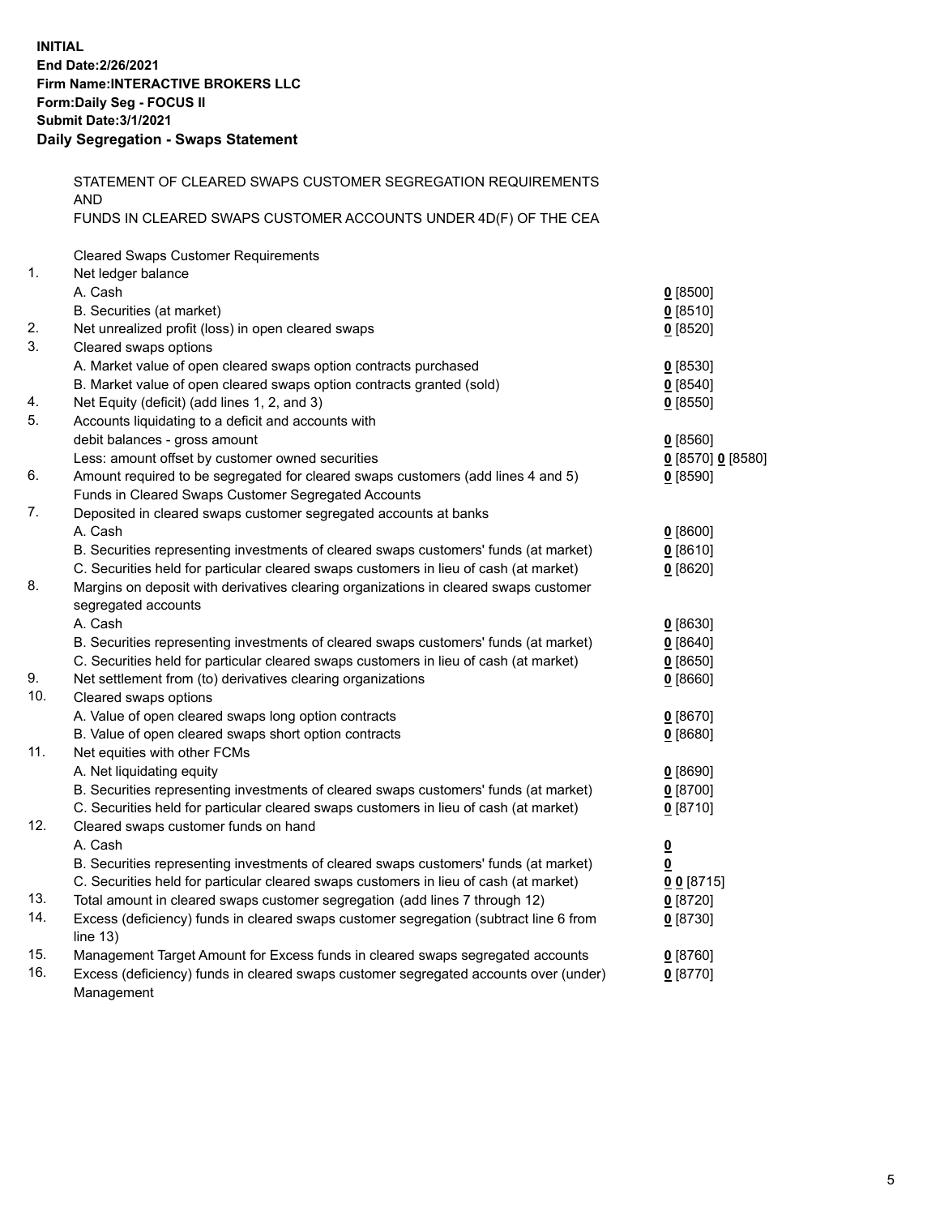**INITIAL**
**End Date:2/26/2021**
**Firm Name:INTERACTIVE BROKERS LLC**
**Form:Daily Seg - FOCUS II**
**Submit Date:3/1/2021**
**Daily Segregation - Swaps Statement**

STATEMENT OF CLEARED SWAPS CUSTOMER SEGREGATION REQUIREMENTS AND FUNDS IN CLEARED SWAPS CUSTOMER ACCOUNTS UNDER 4D(F) OF THE CEA

| | | |
|---|---|---|
| | Cleared Swaps Customer Requirements | |
| 1. | Net ledger balance | |
| | A. Cash | 0 [8500] |
| | B. Securities (at market) | 0 [8510] |
| 2. | Net unrealized profit (loss) in open cleared swaps | 0 [8520] |
| 3. | Cleared swaps options | |
| | A. Market value of open cleared swaps option contracts purchased | 0 [8530] |
| | B. Market value of open cleared swaps option contracts granted (sold) | 0 [8540] |
| 4. | Net Equity (deficit) (add lines 1, 2, and 3) | 0 [8550] |
| 5. | Accounts liquidating to a deficit and accounts with debit balances - gross amount | 0 [8560] |
| | Less: amount offset by customer owned securities | 0 [8570] 0 [8580] |
| 6. | Amount required to be segregated for cleared swaps customers (add lines 4 and 5) | 0 [8590] |
| | Funds in Cleared Swaps Customer Segregated Accounts | |
| 7. | Deposited in cleared swaps customer segregated accounts at banks | |
| | A. Cash | 0 [8600] |
| | B. Securities representing investments of cleared swaps customers' funds (at market) | 0 [8610] |
| | C. Securities held for particular cleared swaps customers in lieu of cash (at market) | 0 [8620] |
| 8. | Margins on deposit with derivatives clearing organizations in cleared swaps customer segregated accounts | |
| | A. Cash | 0 [8630] |
| | B. Securities representing investments of cleared swaps customers' funds (at market) | 0 [8640] |
| | C. Securities held for particular cleared swaps customers in lieu of cash (at market) | 0 [8650] |
| 9. | Net settlement from (to) derivatives clearing organizations | 0 [8660] |
| 10. | Cleared swaps options | |
| | A. Value of open cleared swaps long option contracts | 0 [8670] |
| | B. Value of open cleared swaps short option contracts | 0 [8680] |
| 11. | Net equities with other FCMs | |
| | A. Net liquidating equity | 0 [8690] |
| | B. Securities representing investments of cleared swaps customers' funds (at market) | 0 [8700] |
| | C. Securities held for particular cleared swaps customers in lieu of cash (at market) | 0 [8710] |
| 12. | Cleared swaps customer funds on hand | |
| | A. Cash | 0 |
| | B. Securities representing investments of cleared swaps customers' funds (at market) | 0 |
| | C. Securities held for particular cleared swaps customers in lieu of cash (at market) | 0 0 [8715] |
| 13. | Total amount in cleared swaps customer segregation (add lines 7 through 12) | 0 [8720] |
| 14. | Excess (deficiency) funds in cleared swaps customer segregation (subtract line 6 from line 13) | 0 [8730] |
| 15. | Management Target Amount for Excess funds in cleared swaps segregated accounts | 0 [8760] |
| 16. | Excess (deficiency) funds in cleared swaps customer segregated accounts over (under) Management | 0 [8770] |